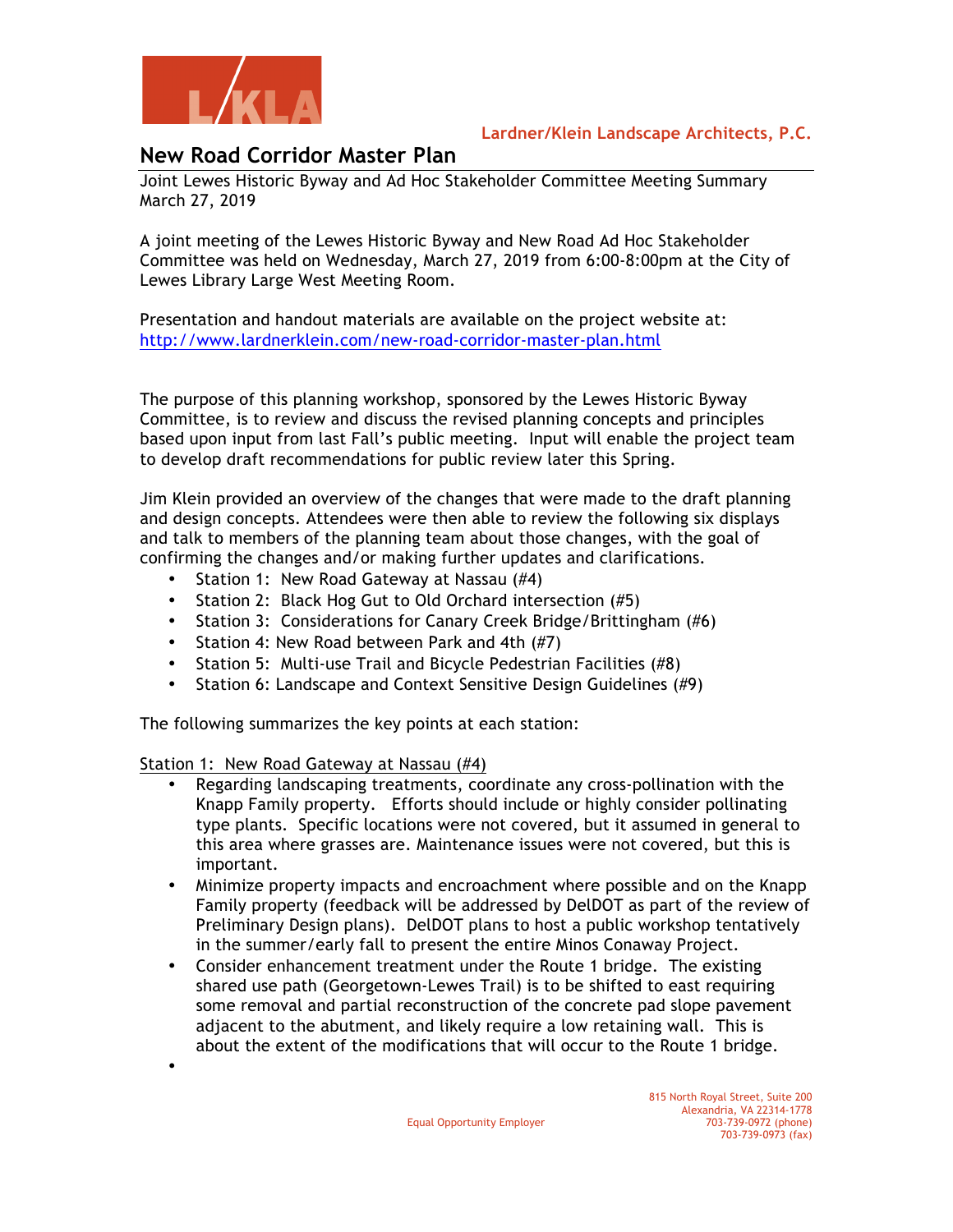Lardner/Klein Landscape Architects, P.C.

# New Road Corridor Master Plan

Joint Lewes Historic Byway and Ad Hoc Stakeholder Committee Meeting Summary
March 27, 2019

A joint meeting of the Lewes Historic Byway and New Road Ad Hoc Stakeholder Committee was held on Wednesday, March 27, 2019 from 6:00-8:00pm at the City of Lewes Library Large West Meeting Room.

Presentation and handout materials are available on the project website at: http://www.lardnerklein.com/new-road-corridor-master-plan.html

The purpose of this planning workshop, sponsored by the Lewes Historic Byway Committee, is to review and discuss the revised planning concepts and principles based upon input from last Fall's public meeting. Input will enable the project team to develop draft recommendations for public review later this Spring.

Jim Klein provided an overview of the changes that were made to the draft planning and design concepts. Attendees were then able to review the following six displays and talk to members of the planning team about those changes, with the goal of confirming the changes and/or making further updates and clarifications.

- Station 1: New Road Gateway at Nassau (#4)
- Station 2: Black Hog Gut to Old Orchard intersection (#5)
- Station 3: Considerations for Canary Creek Bridge/Brittingham (#6)
- Station 4: New Road between Park and 4th (#7)
- Station 5: Multi-use Trail and Bicycle Pedestrian Facilities (#8)
- Station 6: Landscape and Context Sensitive Design Guidelines (#9)

The following summarizes the key points at each station:

## Station 1: New Road Gateway at Nassau (#4)

- Regarding landscaping treatments, coordinate any cross-pollination with the Knapp Family property. Efforts should include or highly consider pollinating type plants. Specific locations were not covered, but it assumed in general to this area where grasses are. Maintenance issues were not covered, but this is important.
- Minimize property impacts and encroachment where possible and on the Knapp Family property (feedback will be addressed by DelDOT as part of the review of Preliminary Design plans). DelDOT plans to host a public workshop tentatively in the summer/early fall to present the entire Minos Conaway Project.
- Consider enhancement treatment under the Route 1 bridge. The existing shared use path (Georgetown-Lewes Trail) is to be shifted to east requiring some removal and partial reconstruction of the concrete pad slope pavement adjacent to the abutment, and likely require a low retaining wall. This is about the extent of the modifications that will occur to the Route 1 bridge.
- 

815 North Royal Street, Suite 200
Alexandria, VA 22314-1778
703-739-0972 (phone)
703-739-0973 (fax)

Equal Opportunity Employer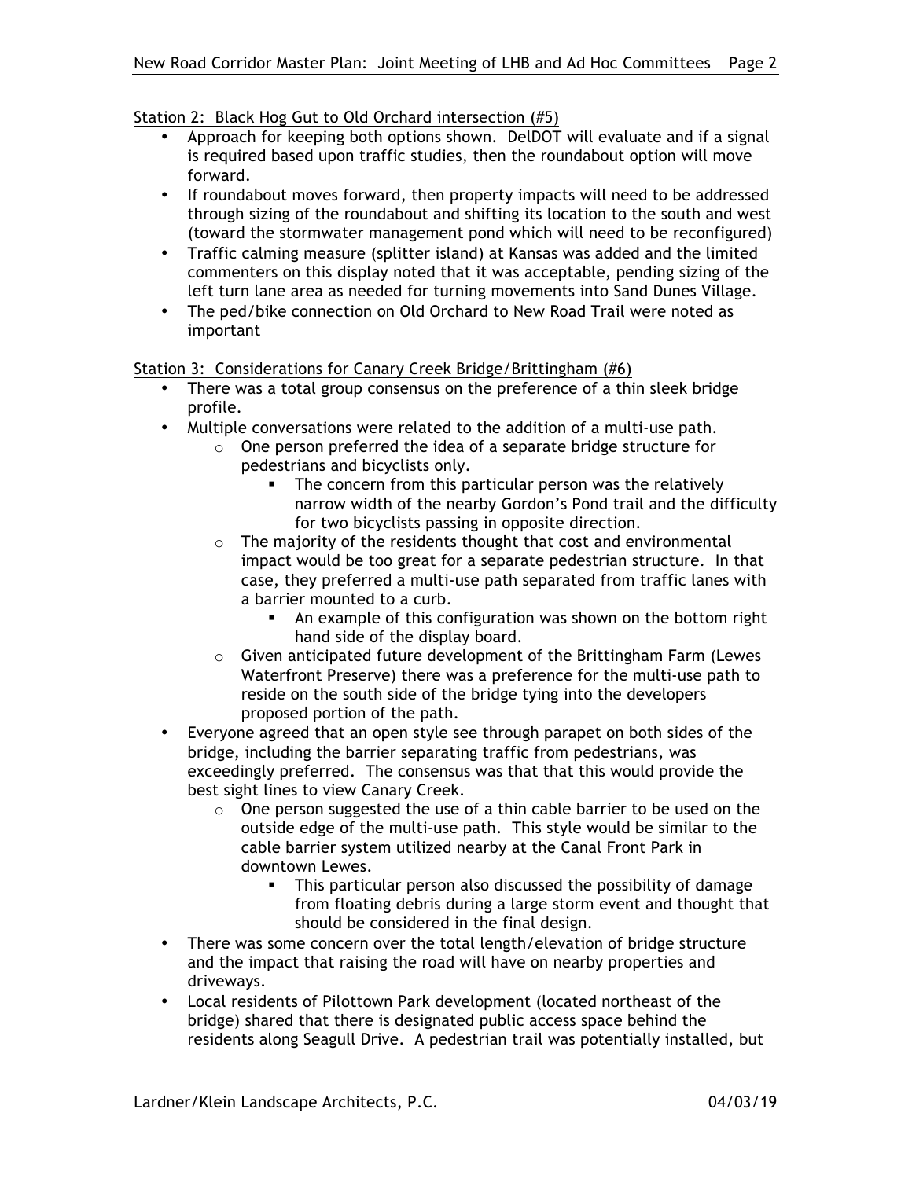Station 2: Black Hog Gut to Old Orchard intersection (#5)

- Approach for keeping both options shown. DelDOT will evaluate and if a signal is required based upon traffic studies, then the roundabout option will move forward.
- If roundabout moves forward, then property impacts will need to be addressed through sizing of the roundabout and shifting its location to the south and west (toward the stormwater management pond which will need to be reconfigured)
- Traffic calming measure (splitter island) at Kansas was added and the limited commenters on this display noted that it was acceptable, pending sizing of the left turn lane area as needed for turning movements into Sand Dunes Village.
- The ped/bike connection on Old Orchard to New Road Trail were noted as important

Station 3: Considerations for Canary Creek Bridge/Brittingham (#6)

- There was a total group consensus on the preference of a thin sleek bridge profile.
- Multiple conversations were related to the addition of a multi-use path.
    - One person preferred the idea of a separate bridge structure for pedestrians and bicyclists only.
        - The concern from this particular person was the relatively narrow width of the nearby Gordon's Pond trail and the difficulty for two bicyclists passing in opposite direction.
    - The majority of the residents thought that cost and environmental impact would be too great for a separate pedestrian structure. In that case, they preferred a multi-use path separated from traffic lanes with a barrier mounted to a curb.
        - An example of this configuration was shown on the bottom right hand side of the display board.
    - Given anticipated future development of the Brittingham Farm (Lewes Waterfront Preserve) there was a preference for the multi-use path to reside on the south side of the bridge tying into the developers proposed portion of the path.
- Everyone agreed that an open style see through parapet on both sides of the bridge, including the barrier separating traffic from pedestrians, was exceedingly preferred. The consensus was that that this would provide the best sight lines to view Canary Creek.
    - One person suggested the use of a thin cable barrier to be used on the outside edge of the multi-use path. This style would be similar to the cable barrier system utilized nearby at the Canal Front Park in downtown Lewes.
        - This particular person also discussed the possibility of damage from floating debris during a large storm event and thought that should be considered in the final design.
- There was some concern over the total length/elevation of bridge structure and the impact that raising the road will have on nearby properties and driveways.
- Local residents of Pilottown Park development (located northeast of the bridge) shared that there is designated public access space behind the residents along Seagull Drive. A pedestrian trail was potentially installed, but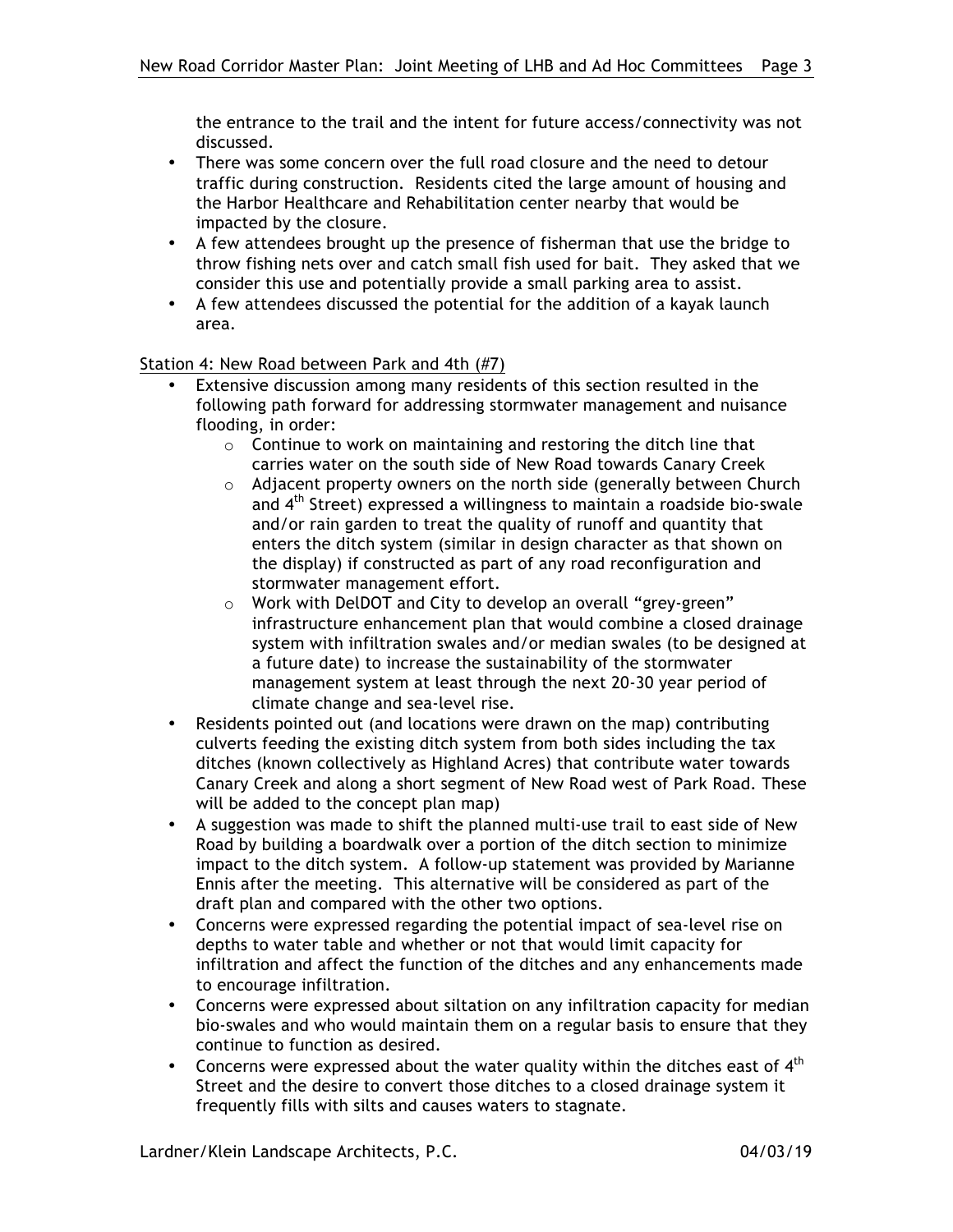the entrance to the trail and the intent for future access/connectivity was not discussed.

- There was some concern over the full road closure and the need to detour traffic during construction. Residents cited the large amount of housing and the Harbor Healthcare and Rehabilitation center nearby that would be impacted by the closure.
- A few attendees brought up the presence of fisherman that use the bridge to throw fishing nets over and catch small fish used for bait. They asked that we consider this use and potentially provide a small parking area to assist.
- A few attendees discussed the potential for the addition of a kayak launch area.

Station 4: New Road between Park and 4th (#7)

- Extensive discussion among many residents of this section resulted in the following path forward for addressing stormwater management and nuisance flooding, in order:
    - Continue to work on maintaining and restoring the ditch line that carries water on the south side of New Road towards Canary Creek
    - Adjacent property owners on the north side (generally between Church and 4th Street) expressed a willingness to maintain a roadside bio-swale and/or rain garden to treat the quality of runoff and quantity that enters the ditch system (similar in design character as that shown on the display) if constructed as part of any road reconfiguration and stormwater management effort.
    - Work with DelDOT and City to develop an overall "grey-green" infrastructure enhancement plan that would combine a closed drainage system with infiltration swales and/or median swales (to be designed at a future date) to increase the sustainability of the stormwater management system at least through the next 20-30 year period of climate change and sea-level rise.
- Residents pointed out (and locations were drawn on the map) contributing culverts feeding the existing ditch system from both sides including the tax ditches (known collectively as Highland Acres) that contribute water towards Canary Creek and along a short segment of New Road west of Park Road. These will be added to the concept plan map)
- A suggestion was made to shift the planned multi-use trail to east side of New Road by building a boardwalk over a portion of the ditch section to minimize impact to the ditch system. A follow-up statement was provided by Marianne Ennis after the meeting. This alternative will be considered as part of the draft plan and compared with the other two options.
- Concerns were expressed regarding the potential impact of sea-level rise on depths to water table and whether or not that would limit capacity for infiltration and affect the function of the ditches and any enhancements made to encourage infiltration.
- Concerns were expressed about siltation on any infiltration capacity for median bio-swales and who would maintain them on a regular basis to ensure that they continue to function as desired.
- Concerns were expressed about the water quality within the ditches east of 4th Street and the desire to convert those ditches to a closed drainage system it frequently fills with silts and causes waters to stagnate.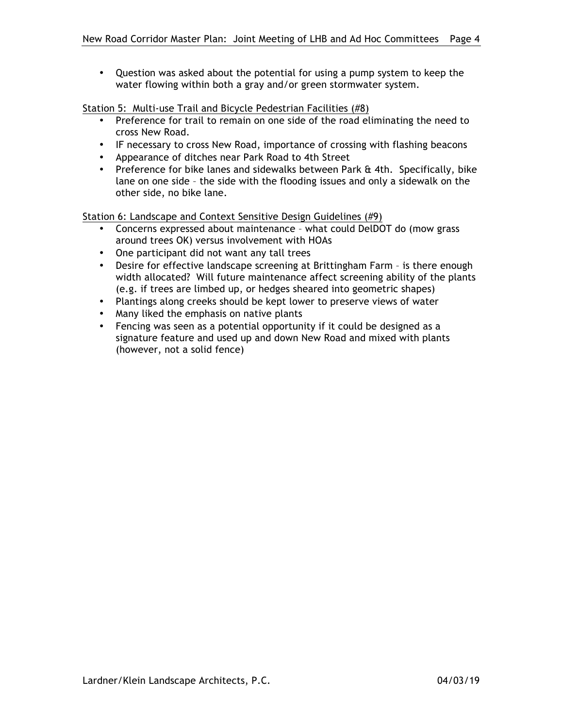- Question was asked about the potential for using a pump system to keep the water flowing within both a gray and/or green stormwater system.

Station 5: Multi-use Trail and Bicycle Pedestrian Facilities (#8)

- Preference for trail to remain on one side of the road eliminating the need to cross New Road.
- IF necessary to cross New Road, importance of crossing with flashing beacons
- Appearance of ditches near Park Road to 4th Street
- Preference for bike lanes and sidewalks between Park & 4th. Specifically, bike lane on one side – the side with the flooding issues and only a sidewalk on the other side, no bike lane.

Station 6: Landscape and Context Sensitive Design Guidelines (#9)

- Concerns expressed about maintenance – what could DelDOT do (mow grass around trees OK) versus involvement with HOAs
- One participant did not want any tall trees
- Desire for effective landscape screening at Brittingham Farm – is there enough width allocated? Will future maintenance affect screening ability of the plants (e.g. if trees are limbed up, or hedges sheared into geometric shapes)
- Plantings along creeks should be kept lower to preserve views of water
- Many liked the emphasis on native plants
- Fencing was seen as a potential opportunity if it could be designed as a signature feature and used up and down New Road and mixed with plants (however, not a solid fence)

Lardner/Klein Landscape Architects, P.C. 04/03/19